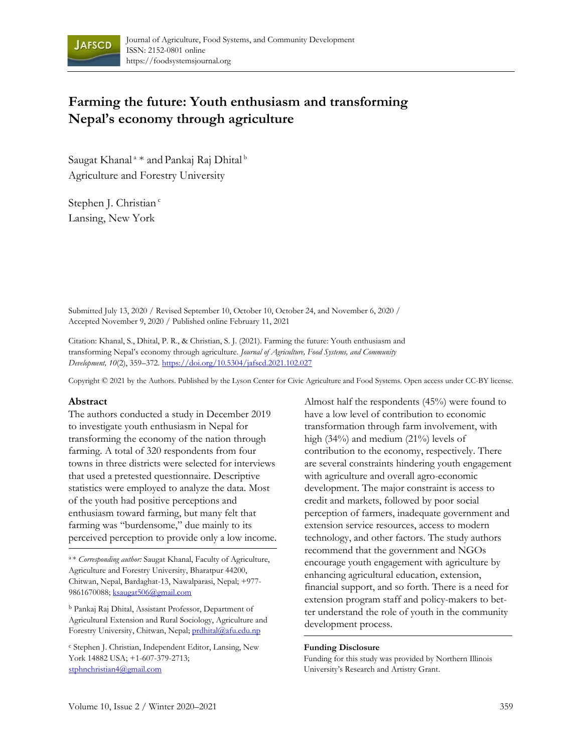# Farming the future: Youth enthusiasm and transforming Nepal's economy through agriculture

Saugat Khanal [a] * and Pankaj Raj Dhital [b]
Agriculture and Forestry University

Stephen J. Christian [c]
Lansing, New York

Submitted July 13, 2020 / Revised September 10, October 10, October 24, and November 6, 2020 / Accepted November 9, 2020 / Published online February 11, 2021

Citation: Khanal, S., Dhital, P. R., & Christian, S. J. (2021). Farming the future: Youth enthusiasm and transforming Nepal's economy through agriculture. *Journal of Agriculture, Food Systems, and Community Development, 10*(2), 359–372. https://doi.org/10.5304/jafscd.2021.102.027

Copyright © 2021 by the Authors. Published by the Lyson Center for Civic Agriculture and Food Systems. Open access under CC-BY license.

## Abstract

The authors conducted a study in December 2019 to investigate youth enthusiasm in Nepal for transforming the economy of the nation through farming. A total of 320 respondents from four towns in three districts were selected for interviews that used a pretested questionnaire. Descriptive statistics were employed to analyze the data. Most of the youth had positive perceptions and enthusiasm toward farming, but many felt that farming was "burdensome," due mainly to its perceived perception to provide only a low income. Almost half the respondents (45%) were found to have a low level of contribution to economic transformation through farm involvement, with high (34%) and medium (21%) levels of contribution to the economy, respectively. There are several constraints hindering youth engagement with agriculture and overall agro-economic development. The major constraint is access to credit and markets, followed by poor social perception of farmers, inadequate government and extension service resources, access to modern technology, and other factors. The study authors recommend that the government and NGOs encourage youth engagement with agriculture by enhancing agricultural education, extension, financial support, and so forth. There is a need for extension program staff and policy-makers to better understand the role of youth in the community development process.

[a] * *Corresponding author:* Saugat Khanal, Faculty of Agriculture, Agriculture and Forestry University, Bharatpur 44200, Chitwan, Nepal, Bardaghat-13, Nawalparasi, Nepal; +977-9861670088; ksaugat506@gmail.com

[b] Pankaj Raj Dhital, Assistant Professor, Department of Agricultural Extension and Rural Sociology, Agriculture and Forestry University, Chitwan, Nepal; prdhital@afu.edu.np

[c] Stephen J. Christian, Independent Editor, Lansing, New York 14882 USA; +1-607-379-2713; stphnchristian4@gmail.com

### Funding Disclosure

Funding for this study was provided by Northern Illinois University's Research and Artistry Grant.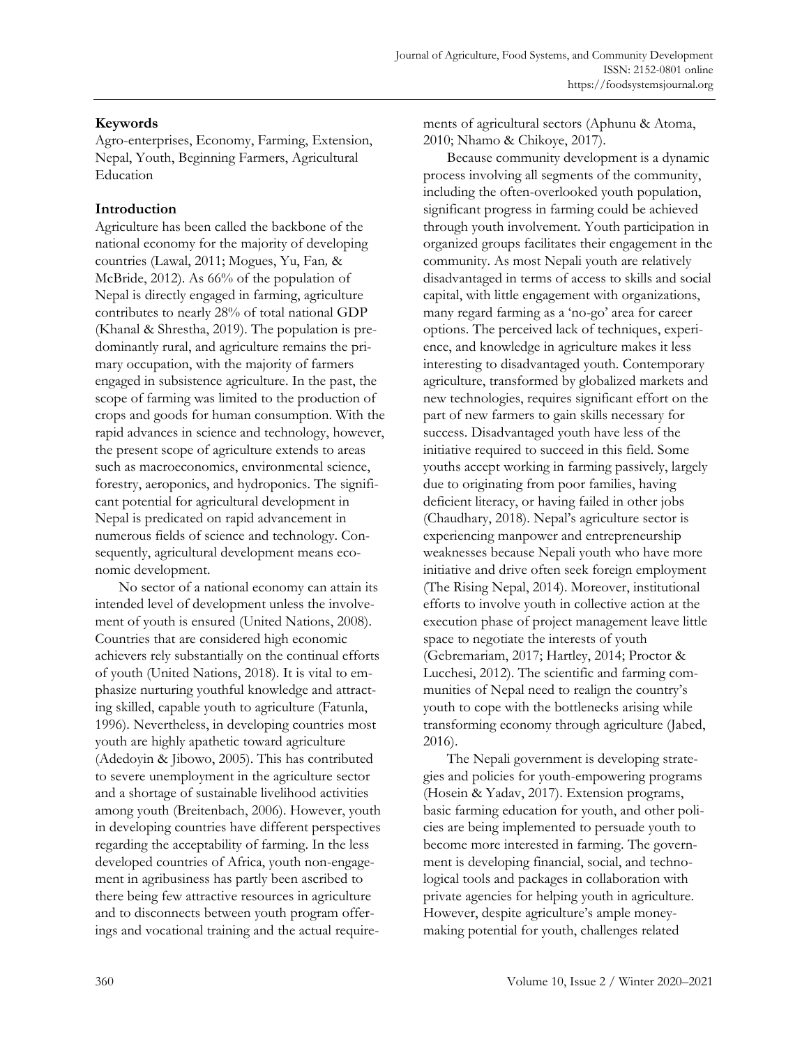## Keywords

Agro-enterprises, Economy, Farming, Extension, Nepal, Youth, Beginning Farmers, Agricultural Education

## Introduction

Agriculture has been called the backbone of the national economy for the majority of developing countries (Lawal, 2011; Mogues, Yu, Fan, & McBride, 2012). As 66% of the population of Nepal is directly engaged in farming, agriculture contributes to nearly 28% of total national GDP (Khanal & Shrestha, 2019). The population is predominantly rural, and agriculture remains the primary occupation, with the majority of farmers engaged in subsistence agriculture. In the past, the scope of farming was limited to the production of crops and goods for human consumption. With the rapid advances in science and technology, however, the present scope of agriculture extends to areas such as macroeconomics, environmental science, forestry, aeroponics, and hydroponics. The significant potential for agricultural development in Nepal is predicated on rapid advancement in numerous fields of science and technology. Consequently, agricultural development means economic development.

No sector of a national economy can attain its intended level of development unless the involvement of youth is ensured (United Nations, 2008). Countries that are considered high economic achievers rely substantially on the continual efforts of youth (United Nations, 2018). It is vital to emphasize nurturing youthful knowledge and attracting skilled, capable youth to agriculture (Fatunla, 1996). Nevertheless, in developing countries most youth are highly apathetic toward agriculture (Adedoyin & Jibowo, 2005). This has contributed to severe unemployment in the agriculture sector and a shortage of sustainable livelihood activities among youth (Breitenbach, 2006). However, youth in developing countries have different perspectives regarding the acceptability of farming. In the less developed countries of Africa, youth non-engagement in agribusiness has partly been ascribed to there being few attractive resources in agriculture and to disconnects between youth program offerings and vocational training and the actual requirements of agricultural sectors (Aphunu & Atoma, 2010; Nhamo & Chikoye, 2017).

Because community development is a dynamic process involving all segments of the community, including the often-overlooked youth population, significant progress in farming could be achieved through youth involvement. Youth participation in organized groups facilitates their engagement in the community. As most Nepali youth are relatively disadvantaged in terms of access to skills and social capital, with little engagement with organizations, many regard farming as a 'no-go' area for career options. The perceived lack of techniques, experience, and knowledge in agriculture makes it less interesting to disadvantaged youth. Contemporary agriculture, transformed by globalized markets and new technologies, requires significant effort on the part of new farmers to gain skills necessary for success. Disadvantaged youth have less of the initiative required to succeed in this field. Some youths accept working in farming passively, largely due to originating from poor families, having deficient literacy, or having failed in other jobs (Chaudhary, 2018). Nepal's agriculture sector is experiencing manpower and entrepreneurship weaknesses because Nepali youth who have more initiative and drive often seek foreign employment (The Rising Nepal, 2014). Moreover, institutional efforts to involve youth in collective action at the execution phase of project management leave little space to negotiate the interests of youth (Gebremariam, 2017; Hartley, 2014; Proctor & Lucchesi, 2012). The scientific and farming communities of Nepal need to realign the country's youth to cope with the bottlenecks arising while transforming economy through agriculture (Jabed, 2016).

The Nepali government is developing strategies and policies for youth-empowering programs (Hosein & Yadav, 2017). Extension programs, basic farming education for youth, and other policies are being implemented to persuade youth to become more interested in farming. The government is developing financial, social, and technological tools and packages in collaboration with private agencies for helping youth in agriculture. However, despite agriculture's ample money-making potential for youth, challenges related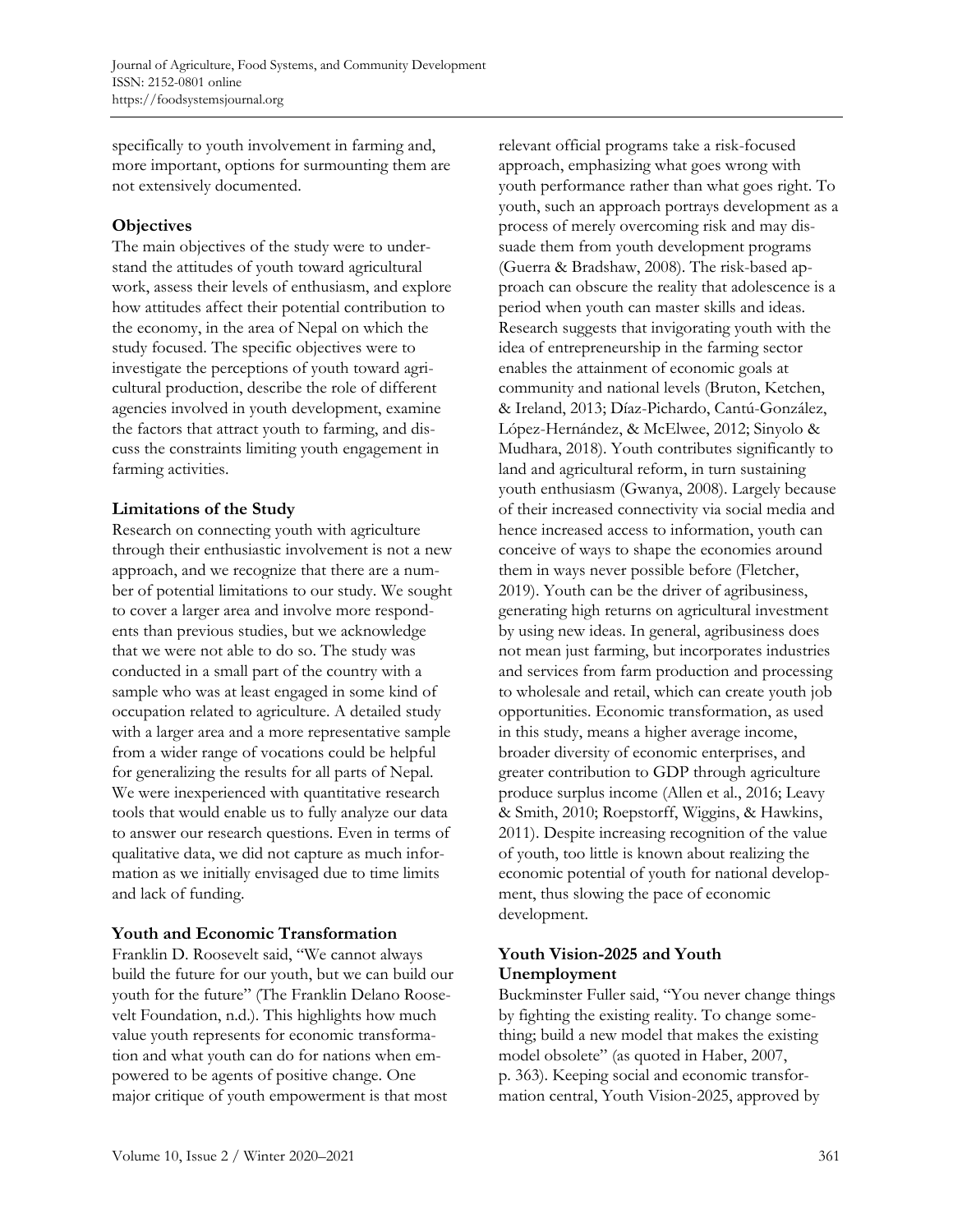specifically to youth involvement in farming and, more important, options for surmounting them are not extensively documented.

## Objectives

The main objectives of the study were to understand the attitudes of youth toward agricultural work, assess their levels of enthusiasm, and explore how attitudes affect their potential contribution to the economy, in the area of Nepal on which the study focused. The specific objectives were to investigate the perceptions of youth toward agricultural production, describe the role of different agencies involved in youth development, examine the factors that attract youth to farming, and discuss the constraints limiting youth engagement in farming activities.

## Limitations of the Study

Research on connecting youth with agriculture through their enthusiastic involvement is not a new approach, and we recognize that there are a number of potential limitations to our study. We sought to cover a larger area and involve more respondents than previous studies, but we acknowledge that we were not able to do so. The study was conducted in a small part of the country with a sample who was at least engaged in some kind of occupation related to agriculture. A detailed study with a larger area and a more representative sample from a wider range of vocations could be helpful for generalizing the results for all parts of Nepal. We were inexperienced with quantitative research tools that would enable us to fully analyze our data to answer our research questions. Even in terms of qualitative data, we did not capture as much information as we initially envisaged due to time limits and lack of funding.

## Youth and Economic Transformation

Franklin D. Roosevelt said, "We cannot always build the future for our youth, but we can build our youth for the future" (The Franklin Delano Roosevelt Foundation, n.d.). This highlights how much value youth represents for economic transformation and what youth can do for nations when empowered to be agents of positive change. One major critique of youth empowerment is that most relevant official programs take a risk-focused approach, emphasizing what goes wrong with youth performance rather than what goes right. To youth, such an approach portrays development as a process of merely overcoming risk and may dissuade them from youth development programs (Guerra & Bradshaw, 2008). The risk-based approach can obscure the reality that adolescence is a period when youth can master skills and ideas. Research suggests that invigorating youth with the idea of entrepreneurship in the farming sector enables the attainment of economic goals at community and national levels (Bruton, Ketchen, & Ireland, 2013; Díaz-Pichardo, Cantú-González, López-Hernández, & McElwee, 2012; Sinyolo & Mudhara, 2018). Youth contributes significantly to land and agricultural reform, in turn sustaining youth enthusiasm (Gwanya, 2008). Largely because of their increased connectivity via social media and hence increased access to information, youth can conceive of ways to shape the economies around them in ways never possible before (Fletcher, 2019). Youth can be the driver of agribusiness, generating high returns on agricultural investment by using new ideas. In general, agribusiness does not mean just farming, but incorporates industries and services from farm production and processing to wholesale and retail, which can create youth job opportunities. Economic transformation, as used in this study, means a higher average income, broader diversity of economic enterprises, and greater contribution to GDP through agriculture produce surplus income (Allen et al., 2016; Leavy & Smith, 2010; Roepstorff, Wiggins, & Hawkins, 2011). Despite increasing recognition of the value of youth, too little is known about realizing the economic potential of youth for national development, thus slowing the pace of economic development.

## Youth Vision-2025 and Youth Unemployment

Buckminster Fuller said, "You never change things by fighting the existing reality. To change something; build a new model that makes the existing model obsolete" (as quoted in Haber, 2007, p. 363). Keeping social and economic transformation central, Youth Vision-2025, approved by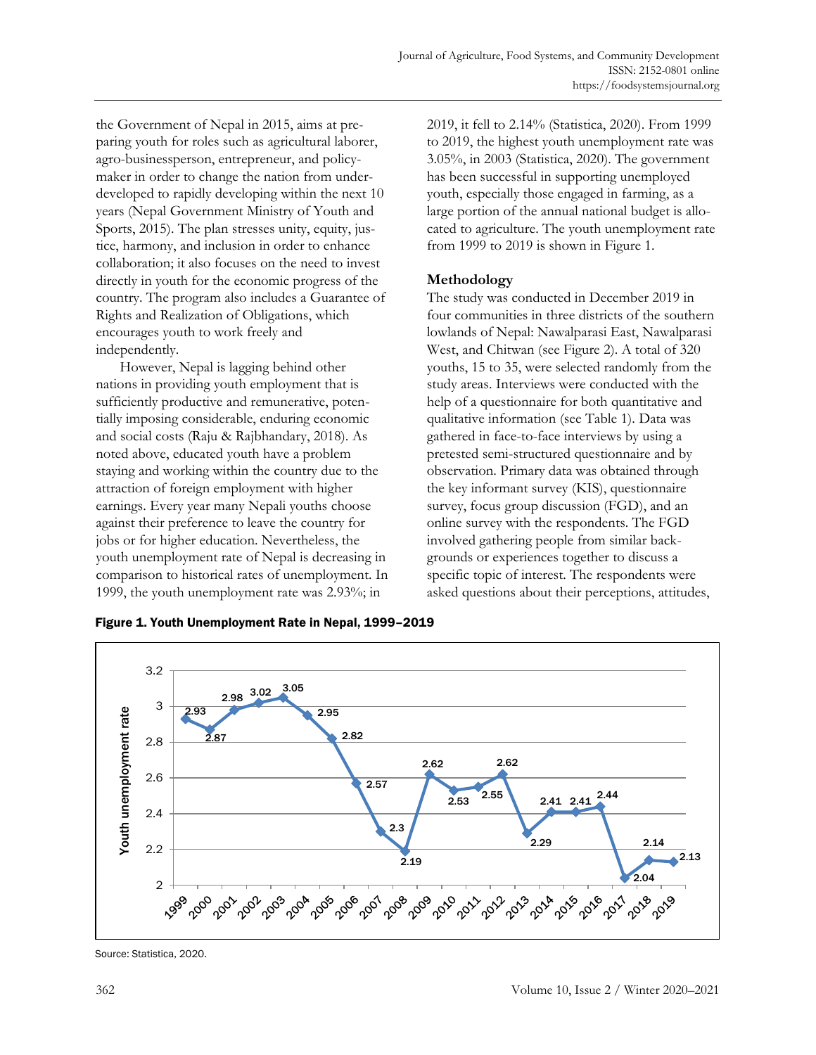the Government of Nepal in 2015, aims at preparing youth for roles such as agricultural laborer, agro-businessperson, entrepreneur, and policymaker in order to change the nation from underdeveloped to rapidly developing within the next 10 years (Nepal Government Ministry of Youth and Sports, 2015). The plan stresses unity, equity, justice, harmony, and inclusion in order to enhance collaboration; it also focuses on the need to invest directly in youth for the economic progress of the country. The program also includes a Guarantee of Rights and Realization of Obligations, which encourages youth to work freely and independently.

However, Nepal is lagging behind other nations in providing youth employment that is sufficiently productive and remunerative, potentially imposing considerable, enduring economic and social costs (Raju & Rajbhandary, 2018). As noted above, educated youth have a problem staying and working within the country due to the attraction of foreign employment with higher earnings. Every year many Nepali youths choose against their preference to leave the country for jobs or for higher education. Nevertheless, the youth unemployment rate of Nepal is decreasing in comparison to historical rates of unemployment. In 1999, the youth unemployment rate was 2.93%; in 2019, it fell to 2.14% (Statistica, 2020). From 1999 to 2019, the highest youth unemployment rate was 3.05%, in 2003 (Statistica, 2020). The government has been successful in supporting unemployed youth, especially those engaged in farming, as a large portion of the annual national budget is allocated to agriculture. The youth unemployment rate from 1999 to 2019 is shown in Figure 1.

## Methodology

The study was conducted in December 2019 in four communities in three districts of the southern lowlands of Nepal: Nawalparasi East, Nawalparasi West, and Chitwan (see Figure 2). A total of 320 youths, 15 to 35, were selected randomly from the study areas. Interviews were conducted with the help of a questionnaire for both quantitative and qualitative information (see Table 1). Data was gathered in face-to-face interviews by using a pretested semi-structured questionnaire and by observation. Primary data was obtained through the key informant survey (KIS), questionnaire survey, focus group discussion (FGD), and an online survey with the respondents. The FGD involved gathering people from similar backgrounds or experiences together to discuss a specific topic of interest. The respondents were asked questions about their perceptions, attitudes,

**Figure 1. Youth Unemployment Rate in Nepal, 1999–2019**

| Year | Youth unemployment rate |
|---|---|
| 1999 | 2.93 |
| 2000 | 2.87 |
| 2001 | 2.98 |
| 2002 | 3.02 |
| 2003 | 3.05 |
| 2004 | 2.95 |
| 2005 | 2.82 |
| 2006 | 2.57 |
| 2007 | 2.3 |
| 2008 | 2.19 |
| 2009 | 2.62 |
| 2010 | 2.53 |
| 2011 | 2.55 |
| 2012 | 2.62 |
| 2013 | 2.29 |
| 2014 | 2.41 |
| 2015 | 2.41 |
| 2016 | 2.44 |
| 2017 | 2.04 |
| 2018 | 2.14 |
| 2019 | 2.13 |

Source: Statistica, 2020.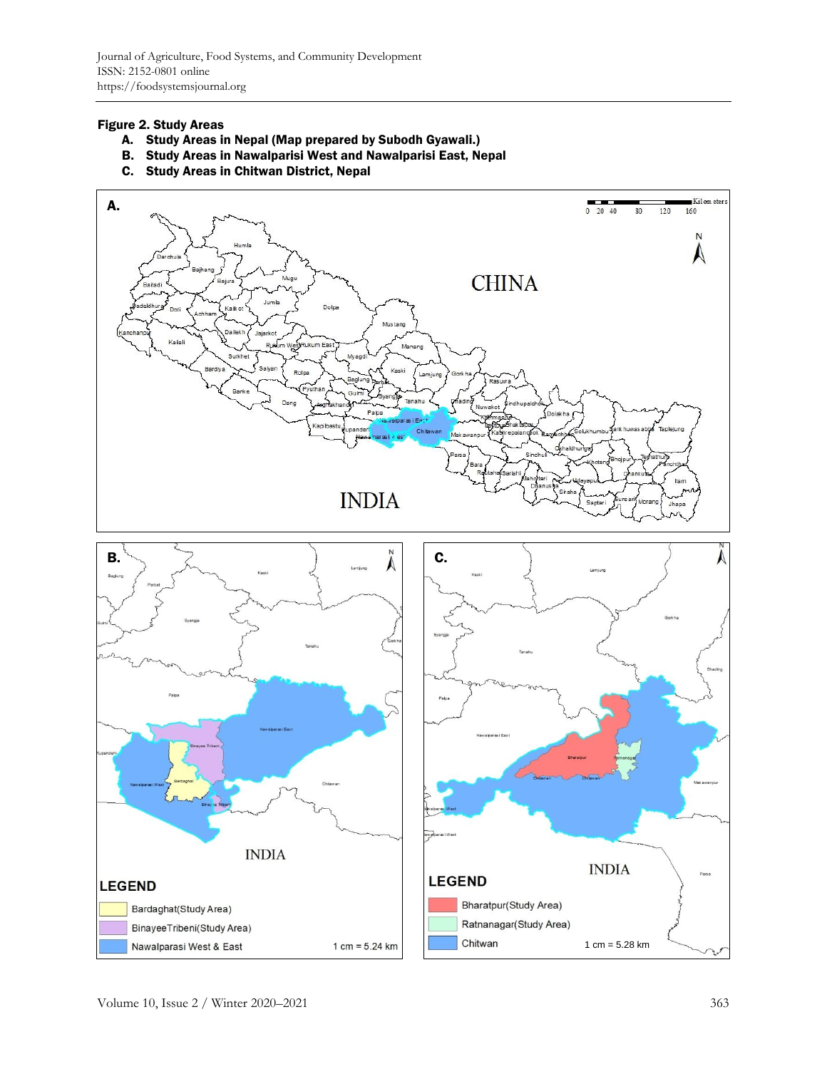**Figure 2. Study Areas**

A. Study Areas in Nepal (Map prepared by Subodh Gyawali.)
B. Study Areas in Nawalparisi West and Nawalparisi East, Nepal
C. Study Areas in Chitwan District, Nepal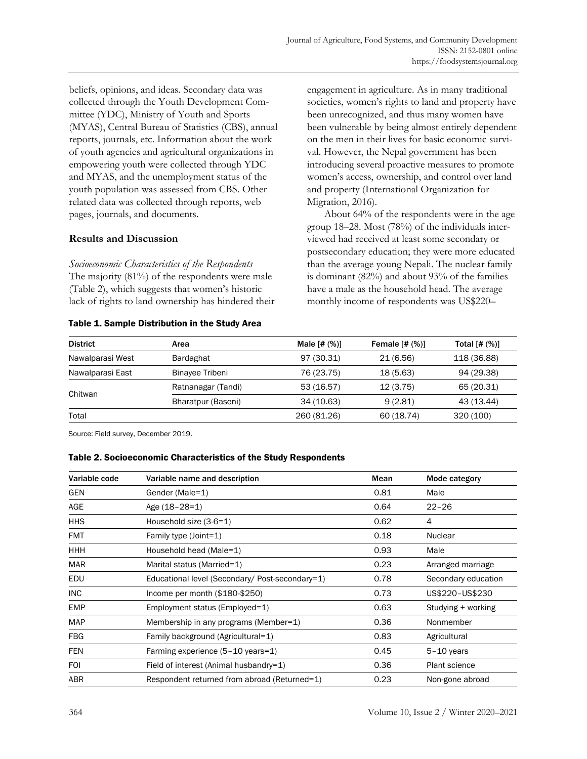beliefs, opinions, and ideas. Secondary data was collected through the Youth Development Committee (YDC), Ministry of Youth and Sports (MYAS), Central Bureau of Statistics (CBS), annual reports, journals, etc. Information about the work of youth agencies and agricultural organizations in empowering youth were collected through YDC and MYAS, and the unemployment status of the youth population was assessed from CBS. Other related data was collected through reports, web pages, journals, and documents.

## Results and Discussion

*Socioeconomic Characteristics of the Respondents*

The majority (81%) of the respondents were male (Table 2), which suggests that women's historic lack of rights to land ownership has hindered their engagement in agriculture. As in many traditional societies, women's rights to land and property have been unrecognized, and thus many women have been vulnerable by being almost entirely dependent on the men in their lives for basic economic survival. However, the Nepal government has been introducing several proactive measures to promote women's access, ownership, and control over land and property (International Organization for Migration, 2016).

About 64% of the respondents were in the age group 18–28. Most (78%) of the individuals interviewed had received at least some secondary or postsecondary education; they were more educated than the average young Nepali. The nuclear family is dominant (82%) and about 93% of the families have a male as the household head. The average monthly income of respondents was US$220–

**Table 1. Sample Distribution in the Study Area**

| District | Area | Male [# (%)] | Female [# (%)] | Total [# (%)] |
|---|---|---|---|---|
| Nawalparasi West | Bardaghat | 97 (30.31) | 21 (6.56) | 118 (36.88) |
| Nawalparasi East | Binayee Tribeni | 76 (23.75) | 18 (5.63) | 94 (29.38) |
| Chitwan | Ratnanagar (Tandi) | 53 (16.57) | 12 (3.75) | 65 (20.31) |
| | Bharatpur (Baseni) | 34 (10.63) | 9 (2.81) | 43 (13.44) |
| Total | | 260 (81.26) | 60 (18.74) | 320 (100) |

Source: Field survey, December 2019.

**Table 2. Socioeconomic Characteristics of the Study Respondents**

| Variable code | Variable name and description | Mean | Mode category |
|---|---|---|---|
| GEN | Gender (Male=1) | 0.81 | Male |
| AGE | Age (18–28=1) | 0.64 | 22–26 |
| HHS | Household size (3-6=1) | 0.62 | 4 |
| FMT | Family type (Joint=1) | 0.18 | Nuclear |
| HHH | Household head (Male=1) | 0.93 | Male |
| MAR | Marital status (Married=1) | 0.23 | Arranged marriage |
| EDU | Educational level (Secondary/ Post-secondary=1) | 0.78 | Secondary education |
| INC | Income per month ($180-$250) | 0.73 | US$220–US$230 |
| EMP | Employment status (Employed=1) | 0.63 | Studying + working |
| MAP | Membership in any programs (Member=1) | 0.36 | Nonmember |
| FBG | Family background (Agricultural=1) | 0.83 | Agricultural |
| FEN | Farming experience (5–10 years=1) | 0.45 | 5–10 years |
| FOI | Field of interest (Animal husbandry=1) | 0.36 | Plant science |
| ABR | Respondent returned from abroad (Returned=1) | 0.23 | Non-gone abroad |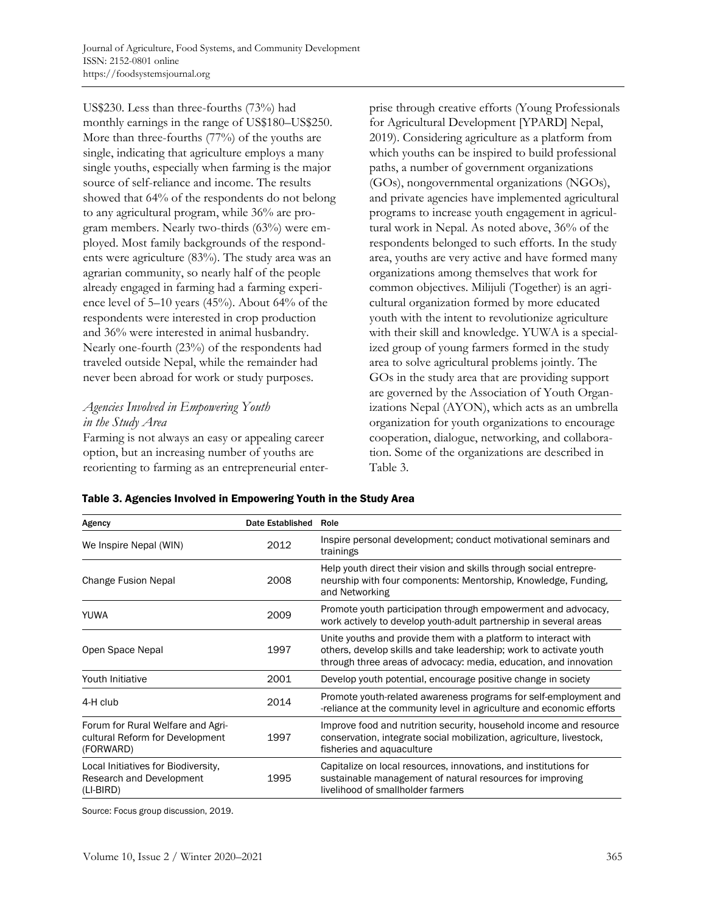US$230. Less than three-fourths (73%) had monthly earnings in the range of US$180–US$250. More than three-fourths (77%) of the youths are single, indicating that agriculture employs a many single youths, especially when farming is the major source of self-reliance and income. The results showed that 64% of the respondents do not belong to any agricultural program, while 36% are program members. Nearly two-thirds (63%) were employed. Most family backgrounds of the respondents were agriculture (83%). The study area was an agrarian community, so nearly half of the people already engaged in farming had a farming experience level of 5–10 years (45%). About 64% of the respondents were interested in crop production and 36% were interested in animal husbandry. Nearly one-fourth (23%) of the respondents had traveled outside Nepal, while the remainder had never been abroad for work or study purposes.

### *Agencies Involved in Empowering Youth in the Study Area*

Farming is not always an easy or appealing career option, but an increasing number of youths are reorienting to farming as an entrepreneurial enterprise through creative efforts (Young Professionals for Agricultural Development [YPARD] Nepal, 2019). Considering agriculture as a platform from which youths can be inspired to build professional paths, a number of government organizations (GOs), nongovernmental organizations (NGOs), and private agencies have implemented agricultural programs to increase youth engagement in agricultural work in Nepal. As noted above, 36% of the respondents belonged to such efforts. In the study area, youths are very active and have formed many organizations among themselves that work for common objectives. Milijuli (Together) is an agricultural organization formed by more educated youth with the intent to revolutionize agriculture with their skill and knowledge. YUWA is a specialized group of young farmers formed in the study area to solve agricultural problems jointly. The GOs in the study area that are providing support are governed by the Association of Youth Organizations Nepal (AYON), which acts as an umbrella organization for youth organizations to encourage cooperation, dialogue, networking, and collaboration. Some of the organizations are described in Table 3.

**Table 3. Agencies Involved in Empowering Youth in the Study Area**

| Agency | Date Established | Role |
| --- | --- | --- |
| We Inspire Nepal (WIN) | 2012 | Inspire personal development; conduct motivational seminars and trainings |
| Change Fusion Nepal | 2008 | Help youth direct their vision and skills through social entrepreneurship with four components: Mentorship, Knowledge, Funding, and Networking |
| YUWA | 2009 | Promote youth participation through empowerment and advocacy, work actively to develop youth-adult partnership in several areas |
| Open Space Nepal | 1997 | Unite youths and provide them with a platform to interact with others, develop skills and take leadership; work to activate youth through three areas of advocacy: media, education, and innovation |
| Youth Initiative | 2001 | Develop youth potential, encourage positive change in society |
| 4-H club | 2014 | Promote youth-related awareness programs for self-employment and -reliance at the community level in agriculture and economic efforts |
| Forum for Rural Welfare and Agricultural Reform for Development (FORWARD) | 1997 | Improve food and nutrition security, household income and resource conservation, integrate social mobilization, agriculture, livestock, fisheries and aquaculture |
| Local Initiatives for Biodiversity, Research and Development (LI-BIRD) | 1995 | Capitalize on local resources, innovations, and institutions for sustainable management of natural resources for improving livelihood of smallholder farmers |

Source: Focus group discussion, 2019.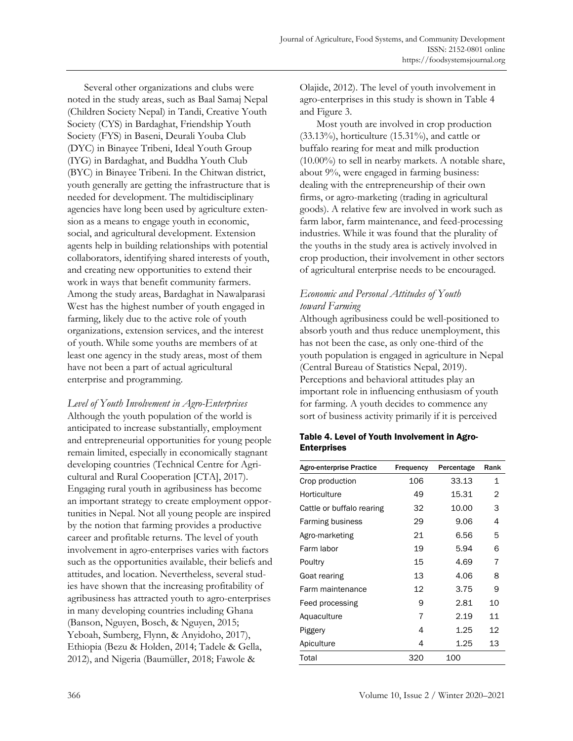Several other organizations and clubs were noted in the study areas, such as Baal Samaj Nepal (Children Society Nepal) in Tandi, Creative Youth Society (CYS) in Bardaghat, Friendship Youth Society (FYS) in Baseni, Deurali Youba Club (DYC) in Binayee Tribeni, Ideal Youth Group (IYG) in Bardaghat, and Buddha Youth Club (BYC) in Binayee Tribeni. In the Chitwan district, youth generally are getting the infrastructure that is needed for development. The multidisciplinary agencies have long been used by agriculture extension as a means to engage youth in economic, social, and agricultural development. Extension agents help in building relationships with potential collaborators, identifying shared interests of youth, and creating new opportunities to extend their work in ways that benefit community farmers. Among the study areas, Bardaghat in Nawalparasi West has the highest number of youth engaged in farming, likely due to the active role of youth organizations, extension services, and the interest of youth. While some youths are members of at least one agency in the study areas, most of them have not been a part of actual agricultural enterprise and programming.

### *Level of Youth Involvement in Agro-Enterprises*

Although the youth population of the world is anticipated to increase substantially, employment and entrepreneurial opportunities for young people remain limited, especially in economically stagnant developing countries (Technical Centre for Agricultural and Rural Cooperation [CTA], 2017). Engaging rural youth in agribusiness has become an important strategy to create employment opportunities in Nepal. Not all young people are inspired by the notion that farming provides a productive career and profitable returns. The level of youth involvement in agro-enterprises varies with factors such as the opportunities available, their beliefs and attitudes, and location. Nevertheless, several studies have shown that the increasing profitability of agribusiness has attracted youth to agro-enterprises in many developing countries including Ghana (Banson, Nguyen, Bosch, & Nguyen, 2015; Yeboah, Sumberg, Flynn, & Anyidoho, 2017), Ethiopia (Bezu & Holden, 2014; Tadele & Gella, 2012), and Nigeria (Baumüller, 2018; Fawole & Olajide, 2012). The level of youth involvement in agro-enterprises in this study is shown in Table 4 and Figure 3.

Most youth are involved in crop production (33.13%), horticulture (15.31%), and cattle or buffalo rearing for meat and milk production (10.00%) to sell in nearby markets. A notable share, about 9%, were engaged in farming business: dealing with the entrepreneurship of their own firms, or agro-marketing (trading in agricultural goods). A relative few are involved in work such as farm labor, farm maintenance, and feed-processing industries. While it was found that the plurality of the youths in the study area is actively involved in crop production, their involvement in other sectors of agricultural enterprise needs to be encouraged.

### *Economic and Personal Attitudes of Youth toward Farming*

Although agribusiness could be well-positioned to absorb youth and thus reduce unemployment, this has not been the case, as only one-third of the youth population is engaged in agriculture in Nepal (Central Bureau of Statistics Nepal, 2019). Perceptions and behavioral attitudes play an important role in influencing enthusiasm of youth for farming. A youth decides to commence any sort of business activity primarily if it is perceived

**Table 4. Level of Youth Involvement in Agro-Enterprises**

| Agro-enterprise Practice | Frequency | Percentage | Rank |
|---|---|---|---|
| Crop production | 106 | 33.13 | 1 |
| Horticulture | 49 | 15.31 | 2 |
| Cattle or buffalo rearing | 32 | 10.00 | 3 |
| Farming business | 29 | 9.06 | 4 |
| Agro-marketing | 21 | 6.56 | 5 |
| Farm labor | 19 | 5.94 | 6 |
| Poultry | 15 | 4.69 | 7 |
| Goat rearing | 13 | 4.06 | 8 |
| Farm maintenance | 12 | 3.75 | 9 |
| Feed processing | 9 | 2.81 | 10 |
| Aquaculture | 7 | 2.19 | 11 |
| Piggery | 4 | 1.25 | 12 |
| Apiculture | 4 | 1.25 | 13 |
| Total | 320 | 100 | |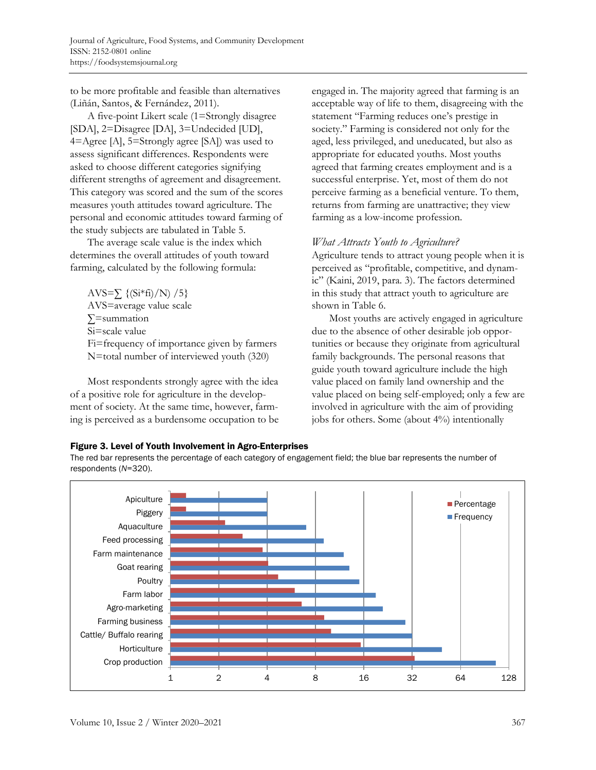to be more profitable and feasible than alternatives (Liñán, Santos, & Fernández, 2011).

A five-point Likert scale (1=Strongly disagree [SDA], 2=Disagree [DA], 3=Undecided [UD], 4=Agree [A], 5=Strongly agree [SA]) was used to assess significant differences. Respondents were asked to choose different categories signifying different strengths of agreement and disagreement. This category was scored and the sum of the scores measures youth attitudes toward agriculture. The personal and economic attitudes toward farming of the study subjects are tabulated in Table 5.

The average scale value is the index which determines the overall attitudes of youth toward farming, calculated by the following formula:

$$AVS = \sum \{(Si*fi)/N\} /5\}$$

AVS=average value scale
∑=summation
Si=scale value
Fi=frequency of importance given by farmers
N=total number of interviewed youth (320)

Most respondents strongly agree with the idea of a positive role for agriculture in the development of society. At the same time, however, farming is perceived as a burdensome occupation to be engaged in. The majority agreed that farming is an acceptable way of life to them, disagreeing with the statement "Farming reduces one's prestige in society." Farming is considered not only for the aged, less privileged, and uneducated, but also as appropriate for educated youths. Most youths agreed that farming creates employment and is a successful enterprise. Yet, most of them do not perceive farming as a beneficial venture. To them, returns from farming are unattractive; they view farming as a low-income profession.

### *What Attracts Youth to Agriculture?*

Agriculture tends to attract young people when it is perceived as "profitable, competitive, and dynamic" (Kaini, 2019, para. 3). The factors determined in this study that attract youth to agriculture are shown in Table 6.

Most youths are actively engaged in agriculture due to the absence of other desirable job opportunities or because they originate from agricultural family backgrounds. The personal reasons that guide youth toward agriculture include the high value placed on family land ownership and the value placed on being self-employed; only a few are involved in agriculture with the aim of providing jobs for others. Some (about 4%) intentionally

**Figure 3. Level of Youth Involvement in Agro-Enterprises**

The red bar represents the percentage of each category of engagement field; the blue bar represents the number of respondents (*N*=320).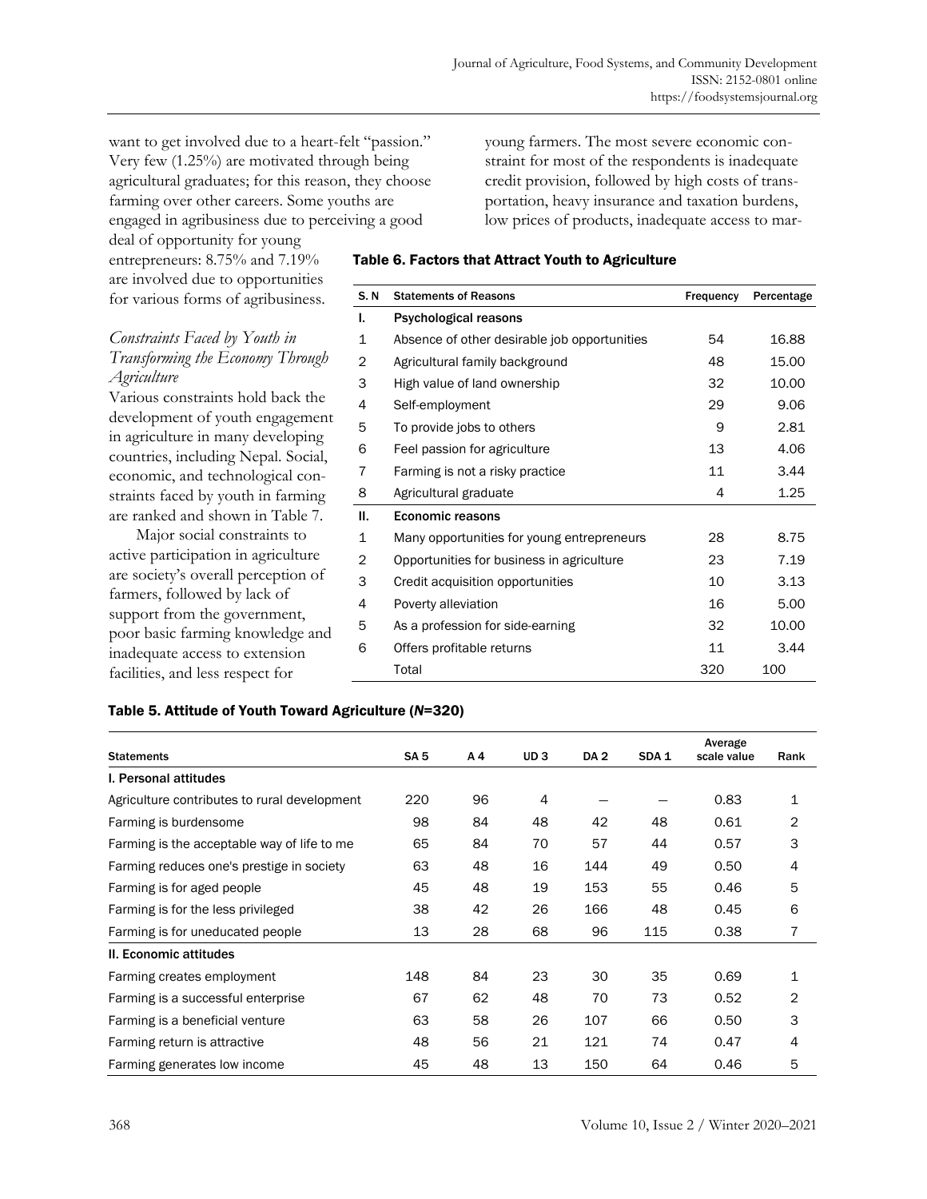want to get involved due to a heart-felt "passion." Very few (1.25%) are motivated through being agricultural graduates; for this reason, they choose farming over other careers. Some youths are engaged in agribusiness due to perceiving a good deal of opportunity for young entrepreneurs: 8.75% and 7.19% are involved due to opportunities for various forms of agribusiness.

### *Constraints Faced by Youth in Transforming the Economy Through Agriculture*

Various constraints hold back the development of youth engagement in agriculture in many developing countries, including Nepal. Social, economic, and technological constraints faced by youth in farming are ranked and shown in Table 7.

Major social constraints to active participation in agriculture are society's overall perception of farmers, followed by lack of support from the government, poor basic farming knowledge and inadequate access to extension facilities, and less respect for young farmers. The most severe economic constraint for most of the respondents is inadequate credit provision, followed by high costs of transportation, heavy insurance and taxation burdens, low prices of products, inadequate access to mar-

**Table 6. Factors that Attract Youth to Agriculture**

| S. N | Statements of Reasons | Frequency | Percentage |
|---|---|---|---|
| I. | **Psychological reasons** | | |
| 1 | Absence of other desirable job opportunities | 54 | 16.88 |
| 2 | Agricultural family background | 48 | 15.00 |
| 3 | High value of land ownership | 32 | 10.00 |
| 4 | Self-employment | 29 | 9.06 |
| 5 | To provide jobs to others | 9 | 2.81 |
| 6 | Feel passion for agriculture | 13 | 4.06 |
| 7 | Farming is not a risky practice | 11 | 3.44 |
| 8 | Agricultural graduate | 4 | 1.25 |
| II. | **Economic reasons** | | |
| 1 | Many opportunities for young entrepreneurs | 28 | 8.75 |
| 2 | Opportunities for business in agriculture | 23 | 7.19 |
| 3 | Credit acquisition opportunities | 10 | 3.13 |
| 4 | Poverty alleviation | 16 | 5.00 |
| 5 | As a profession for side-earning | 32 | 10.00 |
| 6 | Offers profitable returns | 11 | 3.44 |
| | Total | 320 | 100 |

**Table 5. Attitude of Youth Toward Agriculture (*N*=320)**

| Statements | SA 5 | A 4 | UD 3 | DA 2 | SDA 1 | Average scale value | Rank |
|---|---|---|---|---|---|---|---|
| **I. Personal attitudes** | | | | | | | |
| Agriculture contributes to rural development | 220 | 96 | 4 | — | — | 0.83 | 1 |
| Farming is burdensome | 98 | 84 | 48 | 42 | 48 | 0.61 | 2 |
| Farming is the acceptable way of life to me | 65 | 84 | 70 | 57 | 44 | 0.57 | 3 |
| Farming reduces one's prestige in society | 63 | 48 | 16 | 144 | 49 | 0.50 | 4 |
| Farming is for aged people | 45 | 48 | 19 | 153 | 55 | 0.46 | 5 |
| Farming is for the less privileged | 38 | 42 | 26 | 166 | 48 | 0.45 | 6 |
| Farming is for uneducated people | 13 | 28 | 68 | 96 | 115 | 0.38 | 7 |
| **II. Economic attitudes** | | | | | | | |
| Farming creates employment | 148 | 84 | 23 | 30 | 35 | 0.69 | 1 |
| Farming is a successful enterprise | 67 | 62 | 48 | 70 | 73 | 0.52 | 2 |
| Farming is a beneficial venture | 63 | 58 | 26 | 107 | 66 | 0.50 | 3 |
| Farming return is attractive | 48 | 56 | 21 | 121 | 74 | 0.47 | 4 |
| Farming generates low income | 45 | 48 | 13 | 150 | 64 | 0.46 | 5 |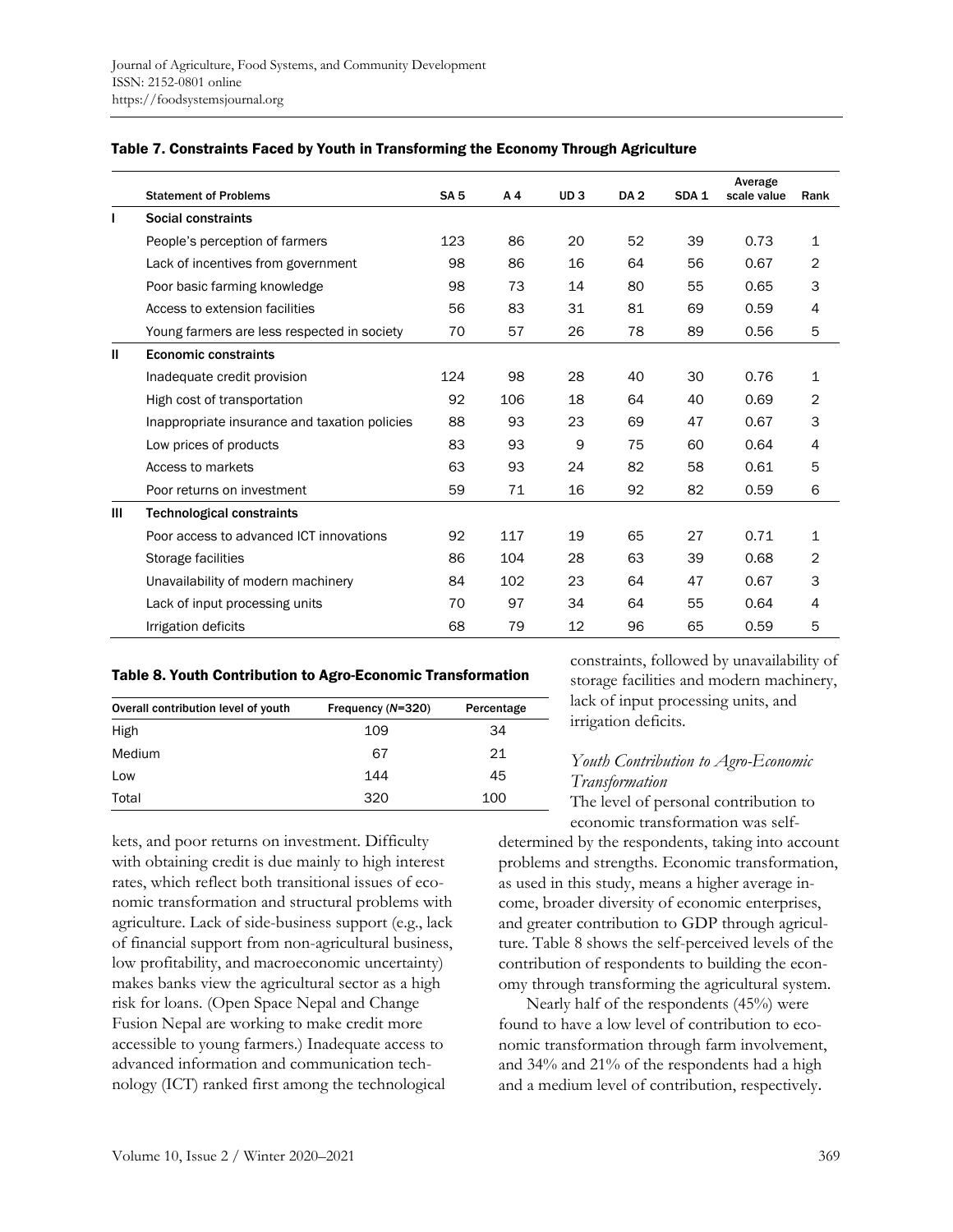**Table 7. Constraints Faced by Youth in Transforming the Economy Through Agriculture**

| | Statement of Problems | SA 5 | A 4 | UD 3 | DA 2 | SDA 1 | Average scale value | Rank |
|---|---|---|---|---|---|---|---|---|
| I | **Social constraints** | | | | | | | |
| | People's perception of farmers | 123 | 86 | 20 | 52 | 39 | 0.73 | 1 |
| | Lack of incentives from government | 98 | 86 | 16 | 64 | 56 | 0.67 | 2 |
| | Poor basic farming knowledge | 98 | 73 | 14 | 80 | 55 | 0.65 | 3 |
| | Access to extension facilities | 56 | 83 | 31 | 81 | 69 | 0.59 | 4 |
| | Young farmers are less respected in society | 70 | 57 | 26 | 78 | 89 | 0.56 | 5 |
| II | **Economic constraints** | | | | | | | |
| | Inadequate credit provision | 124 | 98 | 28 | 40 | 30 | 0.76 | 1 |
| | High cost of transportation | 92 | 106 | 18 | 64 | 40 | 0.69 | 2 |
| | Inappropriate insurance and taxation policies | 88 | 93 | 23 | 69 | 47 | 0.67 | 3 |
| | Low prices of products | 83 | 93 | 9 | 75 | 60 | 0.64 | 4 |
| | Access to markets | 63 | 93 | 24 | 82 | 58 | 0.61 | 5 |
| | Poor returns on investment | 59 | 71 | 16 | 92 | 82 | 0.59 | 6 |
| III | **Technological constraints** | | | | | | | |
| | Poor access to advanced ICT innovations | 92 | 117 | 19 | 65 | 27 | 0.71 | 1 |
| | Storage facilities | 86 | 104 | 28 | 63 | 39 | 0.68 | 2 |
| | Unavailability of modern machinery | 84 | 102 | 23 | 64 | 47 | 0.67 | 3 |
| | Lack of input processing units | 70 | 97 | 34 | 64 | 55 | 0.64 | 4 |
| | Irrigation deficits | 68 | 79 | 12 | 96 | 65 | 0.59 | 5 |

kets, and poor returns on investment. Difficulty with obtaining credit is due mainly to high interest rates, which reflect both transitional issues of economic transformation and structural problems with agriculture. Lack of side-business support (e.g., lack of financial support from non-agricultural business, low profitability, and macroeconomic uncertainty) makes banks view the agricultural sector as a high risk for loans. (Open Space Nepal and Change Fusion Nepal are working to make credit more accessible to young farmers.) Inadequate access to advanced information and communication technology (ICT) ranked first among the technological constraints, followed by unavailability of storage facilities and modern machinery, lack of input processing units, and irrigation deficits.

**Table 8. Youth Contribution to Agro-Economic Transformation**

| Overall contribution level of youth | Frequency (*N*=320) | Percentage |
|---|---|---|
| High | 109 | 34 |
| Medium | 67 | 21 |
| Low | 144 | 45 |
| Total | 320 | 100 |

### *Youth Contribution to Agro-Economic Transformation*

The level of personal contribution to economic transformation was self-determined by the respondents, taking into account problems and strengths. Economic transformation, as used in this study, means a higher average income, broader diversity of economic enterprises, and greater contribution to GDP through agriculture. Table 8 shows the self-perceived levels of the contribution of respondents to building the economy through transforming the agricultural system.

Nearly half of the respondents (45%) were found to have a low level of contribution to economic transformation through farm involvement, and 34% and 21% of the respondents had a high and a medium level of contribution, respectively.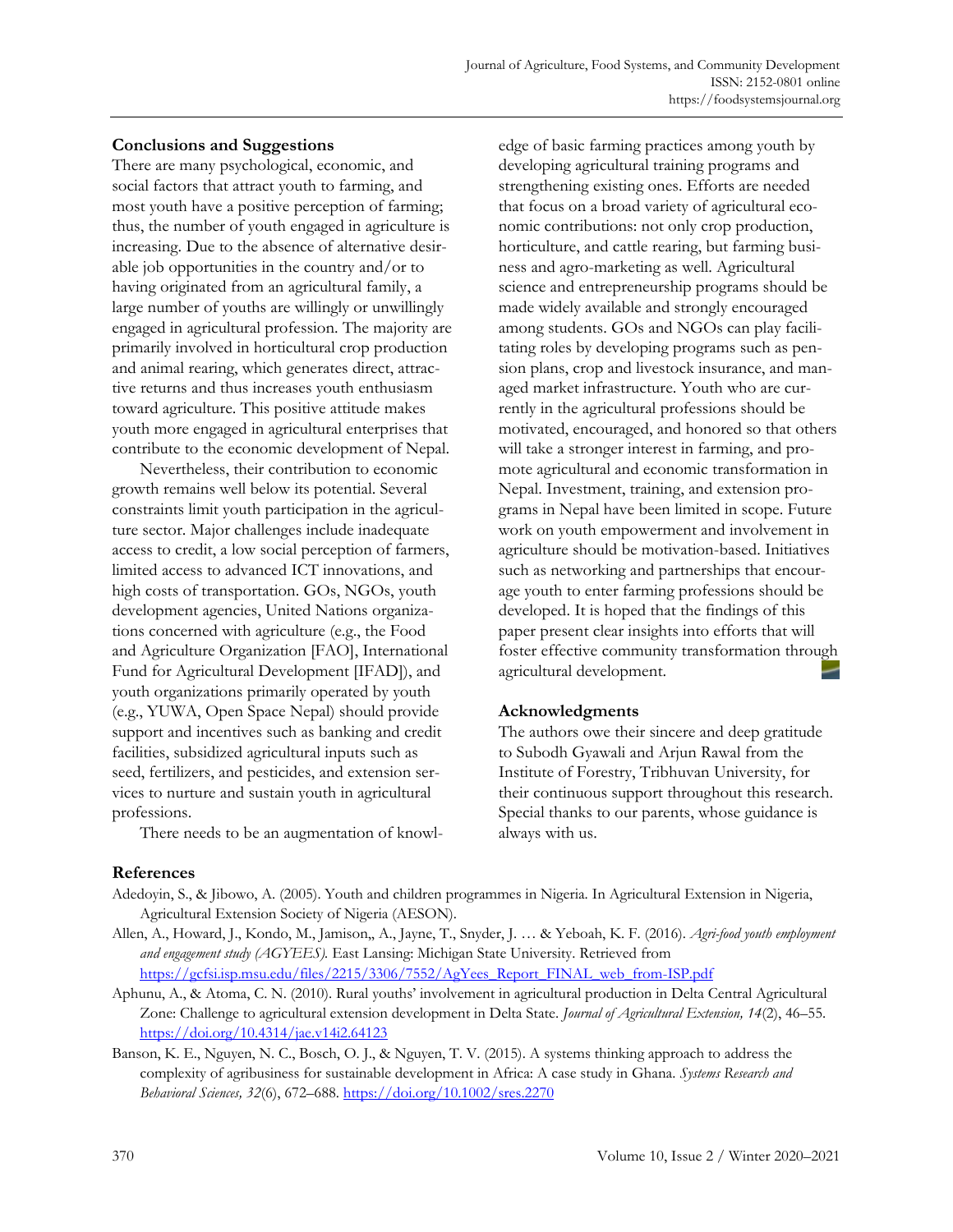## Conclusions and Suggestions

There are many psychological, economic, and social factors that attract youth to farming, and most youth have a positive perception of farming; thus, the number of youth engaged in agriculture is increasing. Due to the absence of alternative desirable job opportunities in the country and/or to having originated from an agricultural family, a large number of youths are willingly or unwillingly engaged in agricultural profession. The majority are primarily involved in horticultural crop production and animal rearing, which generates direct, attractive returns and thus increases youth enthusiasm toward agriculture. This positive attitude makes youth more engaged in agricultural enterprises that contribute to the economic development of Nepal.

Nevertheless, their contribution to economic growth remains well below its potential. Several constraints limit youth participation in the agriculture sector. Major challenges include inadequate access to credit, a low social perception of farmers, limited access to advanced ICT innovations, and high costs of transportation. GOs, NGOs, youth development agencies, United Nations organizations concerned with agriculture (e.g., the Food and Agriculture Organization [FAO], International Fund for Agricultural Development [IFAD]), and youth organizations primarily operated by youth (e.g., YUWA, Open Space Nepal) should provide support and incentives such as banking and credit facilities, subsidized agricultural inputs such as seed, fertilizers, and pesticides, and extension services to nurture and sustain youth in agricultural professions.

There needs to be an augmentation of knowledge of basic farming practices among youth by developing agricultural training programs and strengthening existing ones. Efforts are needed that focus on a broad variety of agricultural economic contributions: not only crop production, horticulture, and cattle rearing, but farming business and agro-marketing as well. Agricultural science and entrepreneurship programs should be made widely available and strongly encouraged among students. GOs and NGOs can play facilitating roles by developing programs such as pension plans, crop and livestock insurance, and managed market infrastructure. Youth who are currently in the agricultural professions should be motivated, encouraged, and honored so that others will take a stronger interest in farming, and promote agricultural and economic transformation in Nepal. Investment, training, and extension programs in Nepal have been limited in scope. Future work on youth empowerment and involvement in agriculture should be motivation-based. Initiatives such as networking and partnerships that encourage youth to enter farming professions should be developed. It is hoped that the findings of this paper present clear insights into efforts that will foster effective community transformation through agricultural development.

## Acknowledgments

The authors owe their sincere and deep gratitude to Subodh Gyawali and Arjun Rawal from the Institute of Forestry, Tribhuvan University, for their continuous support throughout this research. Special thanks to our parents, whose guidance is always with us.

## References

Adedoyin, S., & Jibowo, A. (2005). Youth and children programmes in Nigeria. In Agricultural Extension in Nigeria, Agricultural Extension Society of Nigeria (AESON).

Allen, A., Howard, J., Kondo, M., Jamison,, A., Jayne, T., Snyder, J. … & Yeboah, K. F. (2016). *Agri-food youth employment and engagement study (AGYEES).* East Lansing: Michigan State University. Retrieved from https://gcfsi.isp.msu.edu/files/2215/3306/7552/AgYees_Report_FINAL_web_from-ISP.pdf

Aphunu, A., & Atoma, C. N. (2010). Rural youths' involvement in agricultural production in Delta Central Agricultural Zone: Challenge to agricultural extension development in Delta State. *Journal of Agricultural Extension, 14*(2), 46–55. https://doi.org/10.4314/jae.v14i2.64123

Banson, K. E., Nguyen, N. C., Bosch, O. J., & Nguyen, T. V. (2015). A systems thinking approach to address the complexity of agribusiness for sustainable development in Africa: A case study in Ghana. *Systems Research and Behavioral Sciences, 32*(6), 672–688. https://doi.org/10.1002/sres.2270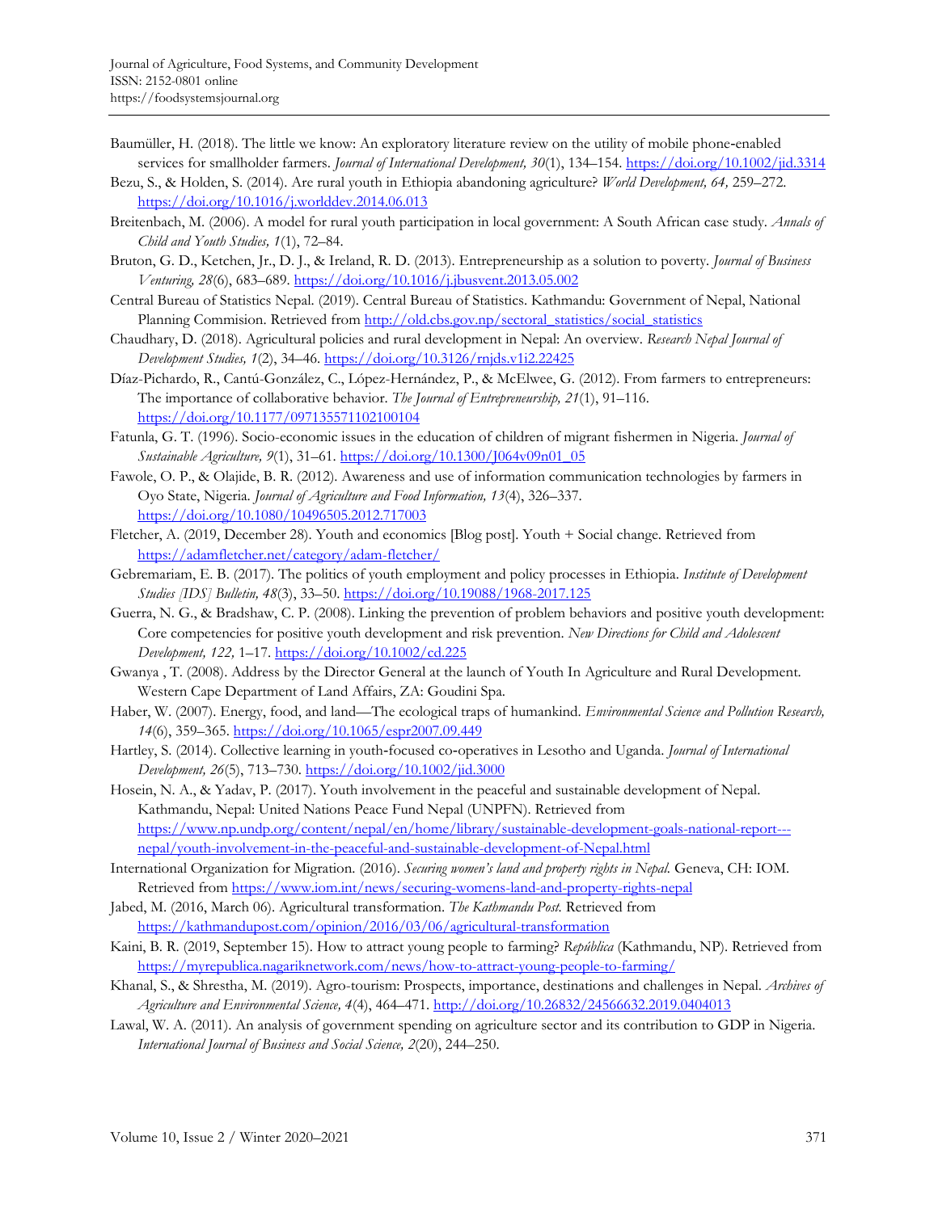Baumüller, H. (2018). The little we know: An exploratory literature review on the utility of mobile phone-enabled services for smallholder farmers. *Journal of International Development, 30*(1), 134–154. https://doi.org/10.1002/jid.3314

Bezu, S., & Holden, S. (2014). Are rural youth in Ethiopia abandoning agriculture? *World Development, 64,* 259–272. https://doi.org/10.1016/j.worlddev.2014.06.013

Breitenbach, M. (2006). A model for rural youth participation in local government: A South African case study. *Annals of Child and Youth Studies, 1*(1), 72–84.

Bruton, G. D., Ketchen, Jr., D. J., & Ireland, R. D. (2013). Entrepreneurship as a solution to poverty. *Journal of Business Venturing, 28*(6), 683–689. https://doi.org/10.1016/j.jbusvent.2013.05.002

Central Bureau of Statistics Nepal. (2019). Central Bureau of Statistics. Kathmandu: Government of Nepal, National Planning Commision. Retrieved from http://old.cbs.gov.np/sectoral_statistics/social_statistics

Chaudhary, D. (2018). Agricultural policies and rural development in Nepal: An overview. *Research Nepal Journal of Development Studies, 1*(2), 34–46. https://doi.org/10.3126/rnjds.v1i2.22425

Díaz-Pichardo, R., Cantú-González, C., López-Hernández, P., & McElwee, G. (2012). From farmers to entrepreneurs: The importance of collaborative behavior. *The Journal of Entrepreneurship, 21*(1), 91–116. https://doi.org/10.1177/097135571102100104

Fatunla, G. T. (1996). Socio-economic issues in the education of children of migrant fishermen in Nigeria. *Journal of Sustainable Agriculture, 9*(1), 31–61. https://doi.org/10.1300/J064v09n01_05

Fawole, O. P., & Olajide, B. R. (2012). Awareness and use of information communication technologies by farmers in Oyo State, Nigeria. *Journal of Agriculture and Food Information, 13*(4), 326–337. https://doi.org/10.1080/10496505.2012.717003

Fletcher, A. (2019, December 28). Youth and economics [Blog post]. Youth + Social change. Retrieved from https://adamfletcher.net/category/adam-fletcher/

Gebremariam, E. B. (2017). The politics of youth employment and policy processes in Ethiopia. *Institute of Development Studies [IDS] Bulletin, 48*(3), 33–50. https://doi.org/10.19088/1968-2017.125

Guerra, N. G., & Bradshaw, C. P. (2008). Linking the prevention of problem behaviors and positive youth development: Core competencies for positive youth development and risk prevention. *New Directions for Child and Adolescent Development, 122,* 1–17. https://doi.org/10.1002/cd.225

Gwanya , T. (2008). Address by the Director General at the launch of Youth In Agriculture and Rural Development. Western Cape Department of Land Affairs, ZA: Goudini Spa.

Haber, W. (2007). Energy, food, and land—The ecological traps of humankind. *Environmental Science and Pollution Research, 14*(6), 359–365. https://doi.org/10.1065/espr2007.09.449

Hartley, S. (2014). Collective learning in youth-focused co-operatives in Lesotho and Uganda. *Journal of International Development, 26*(5), 713–730. https://doi.org/10.1002/jid.3000

Hosein, N. A., & Yadav, P. (2017). Youth involvement in the peaceful and sustainable development of Nepal. Kathmandu, Nepal: United Nations Peace Fund Nepal (UNPFN). Retrieved from https://www.np.undp.org/content/nepal/en/home/library/sustainable-development-goals-national-report---nepal/youth-involvement-in-the-peaceful-and-sustainable-development-of-Nepal.html

International Organization for Migration. (2016). *Securing women's land and property rights in Nepal.* Geneva, CH: IOM. Retrieved from https://www.iom.int/news/securing-womens-land-and-property-rights-nepal

Jabed, M. (2016, March 06). Agricultural transformation. *The Kathmandu Post.* Retrieved from https://kathmandupost.com/opinion/2016/03/06/agricultural-transformation

Kaini, B. R. (2019, September 15). How to attract young people to farming? *República* (Kathmandu, NP). Retrieved from https://myrepublica.nagariknetwork.com/news/how-to-attract-young-people-to-farming/

Khanal, S., & Shrestha, M. (2019). Agro-tourism: Prospects, importance, destinations and challenges in Nepal. *Archives of Agriculture and Environmental Science, 4*(4), 464–471. http://doi.org/10.26832/24566632.2019.0404013

Lawal, W. A. (2011). An analysis of government spending on agriculture sector and its contribution to GDP in Nigeria. *International Journal of Business and Social Science, 2*(20), 244–250.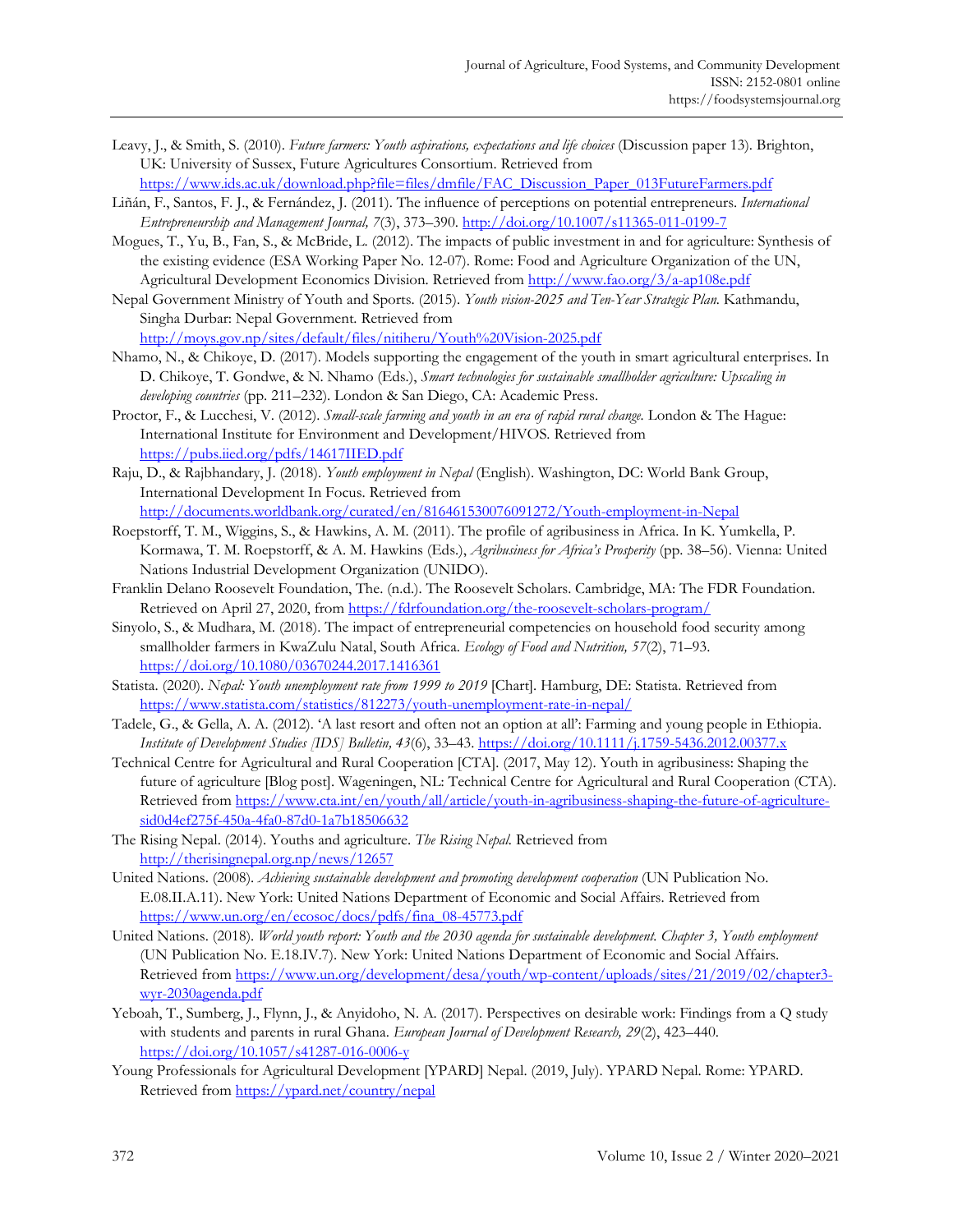Leavy, J., & Smith, S. (2010). *Future farmers: Youth aspirations, expectations and life choices* (Discussion paper 13). Brighton, UK: University of Sussex, Future Agricultures Consortium. Retrieved from https://www.ids.ac.uk/download.php?file=files/dmfile/FAC_Discussion_Paper_013FutureFarmers.pdf

Liñán, F., Santos, F. J., & Fernández, J. (2011). The influence of perceptions on potential entrepreneurs. *International Entrepreneurship and Management Journal, 7*(3), 373–390. http://doi.org/10.1007/s11365-011-0199-7

Mogues, T., Yu, B., Fan, S., & McBride, L. (2012). The impacts of public investment in and for agriculture: Synthesis of the existing evidence (ESA Working Paper No. 12-07). Rome: Food and Agriculture Organization of the UN, Agricultural Development Economics Division. Retrieved from http://www.fao.org/3/a-ap108e.pdf

Nepal Government Ministry of Youth and Sports. (2015). *Youth vision-2025 and Ten-Year Strategic Plan.* Kathmandu, Singha Durbar: Nepal Government. Retrieved from http://moys.gov.np/sites/default/files/nitiheru/Youth%20Vision-2025.pdf

Nhamo, N., & Chikoye, D. (2017). Models supporting the engagement of the youth in smart agricultural enterprises. In D. Chikoye, T. Gondwe, & N. Nhamo (Eds.), *Smart technologies for sustainable smallholder agriculture: Upscaling in developing countries* (pp. 211–232). London & San Diego, CA: Academic Press.

Proctor, F., & Lucchesi, V. (2012). *Small-scale farming and youth in an era of rapid rural change.* London & The Hague: International Institute for Environment and Development/HIVOS. Retrieved from https://pubs.iied.org/pdfs/14617IIED.pdf

Raju, D., & Rajbhandary, J. (2018). *Youth employment in Nepal* (English). Washington, DC: World Bank Group, International Development In Focus. Retrieved from http://documents.worldbank.org/curated/en/816461530076091272/Youth-employment-in-Nepal

Roepstorff, T. M., Wiggins, S., & Hawkins, A. M. (2011). The profile of agribusiness in Africa. In K. Yumkella, P. Kormawa, T. M. Roepstorff, & A. M. Hawkins (Eds.), *Agribusiness for Africa's Prosperity* (pp. 38–56). Vienna: United Nations Industrial Development Organization (UNIDO).

Franklin Delano Roosevelt Foundation, The. (n.d.). The Roosevelt Scholars. Cambridge, MA: The FDR Foundation. Retrieved on April 27, 2020, from https://fdrfoundation.org/the-roosevelt-scholars-program/

Sinyolo, S., & Mudhara, M. (2018). The impact of entrepreneurial competencies on household food security among smallholder farmers in KwaZulu Natal, South Africa. *Ecology of Food and Nutrition, 57*(2), 71–93. https://doi.org/10.1080/03670244.2017.1416361

Statista. (2020). *Nepal: Youth unemployment rate from 1999 to 2019* [Chart]. Hamburg, DE: Statista. Retrieved from https://www.statista.com/statistics/812273/youth-unemployment-rate-in-nepal/

Tadele, G., & Gella, A. A. (2012). 'A last resort and often not an option at all': Farming and young people in Ethiopia. *Institute of Development Studies [IDS] Bulletin, 43*(6), 33–43. https://doi.org/10.1111/j.1759-5436.2012.00377.x

Technical Centre for Agricultural and Rural Cooperation [CTA]. (2017, May 12). Youth in agribusiness: Shaping the future of agriculture [Blog post]. Wageningen, NL: Technical Centre for Agricultural and Rural Cooperation (CTA). Retrieved from https://www.cta.int/en/youth/all/article/youth-in-agribusiness-shaping-the-future-of-agriculture-sid0d4ef275f-450a-4fa0-87d0-1a7b18506632

The Rising Nepal. (2014). Youths and agriculture. *The Rising Nepal.* Retrieved from http://therisingnepal.org.np/news/12657

United Nations. (2008). *Achieving sustainable development and promoting development cooperation* (UN Publication No. E.08.II.A.11). New York: United Nations Department of Economic and Social Affairs. Retrieved from https://www.un.org/en/ecosoc/docs/pdfs/fina_08-45773.pdf

United Nations. (2018). *World youth report: Youth and the 2030 agenda for sustainable development. Chapter 3, Youth employment* (UN Publication No. E.18.IV.7). New York: United Nations Department of Economic and Social Affairs. Retrieved from https://www.un.org/development/desa/youth/wp-content/uploads/sites/21/2019/02/chapter3-wyr-2030agenda.pdf

Yeboah, T., Sumberg, J., Flynn, J., & Anyidoho, N. A. (2017). Perspectives on desirable work: Findings from a Q study with students and parents in rural Ghana. *European Journal of Development Research, 29*(2), 423–440. https://doi.org/10.1057/s41287-016-0006-y

Young Professionals for Agricultural Development [YPARD] Nepal. (2019, July). YPARD Nepal. Rome: YPARD. Retrieved from https://ypard.net/country/nepal